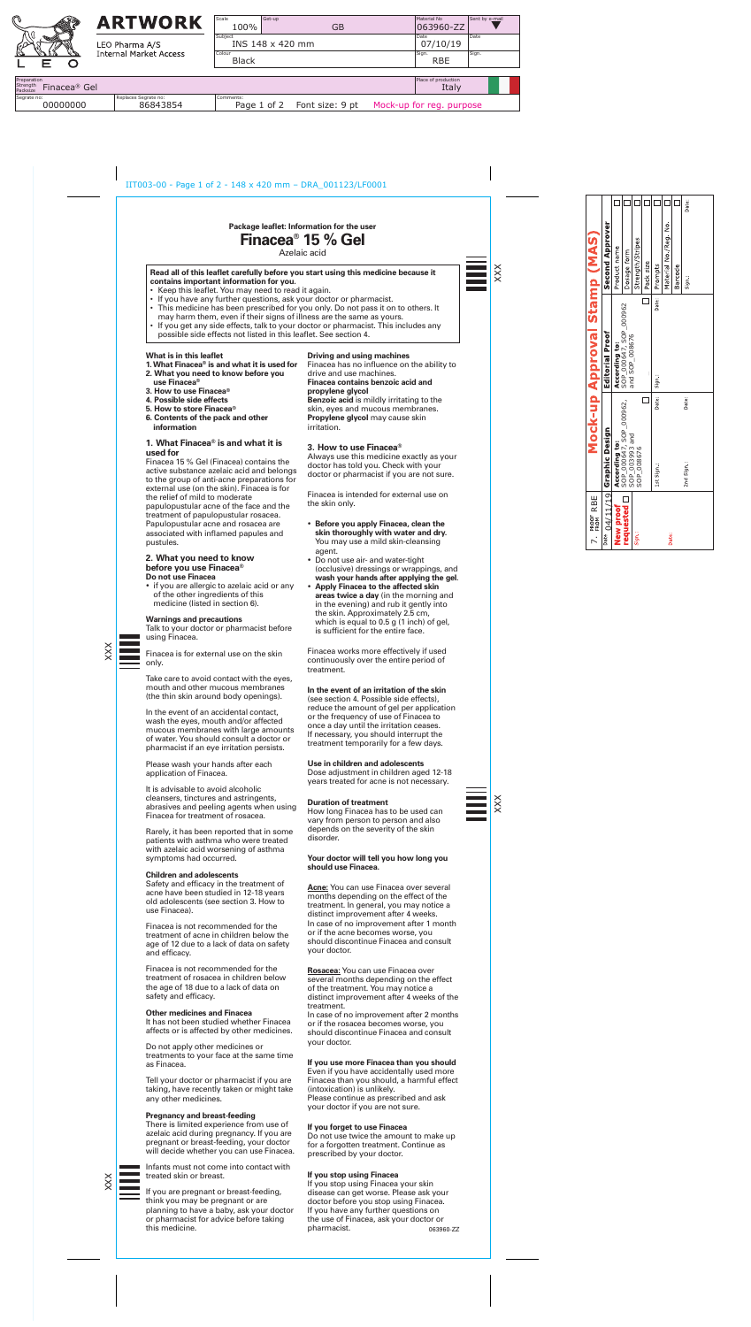# Package leaflet: Information for the user

# Finacea® 15 % Gel

Azelaic acid

**Read all of this leaflet carefully before you start using this medicine because it contains important information for you.**

- Keep this leaflet. You may need to read it again.
- If you have any further questions, ask your doctor or pharmacist.
- This medicine has been prescribed for you only. Do not pass it on to others. It may harm them, even if their signs of illness are the same as yours.
- If you get any side effects, talk to your doctor or pharmacist. This includes any possible side effects not listed in this leaflet. See section 4.

**What is in this leaflet**

1. **What Finacea® is and what it is used for**
2. **What you need to know before you use Finacea®**
3. **How to use Finacea®**
4. **Possible side effects**
5. **How to store Finacea®**
6. **Contents of the pack and other information**

## 1. What Finacea® is and what it is used for

Finacea 15 % Gel (Finacea) contains the active substance azelaic acid and belongs to the group of anti-acne preparations for external use (on the skin). Finacea is for the relief of mild to moderate papulopustular acne of the face and the treatment of papulopustular rosacea. Papulopustular acne and rosacea are associated with inflamed papules and pustules.

## 2. What you need to know before you use Finacea®

**Do not use Finacea**

- if you are allergic to azelaic acid or any of the other ingredients of this medicine (listed in section 6).

**Warnings and precautions**

Talk to your doctor or pharmacist before using Finacea.

Finacea is for external use on the skin only.

Take care to avoid contact with the eyes, mouth and other mucous membranes (the thin skin around body openings).

In the event of an accidental contact, wash the eyes, mouth and/or affected mucous membranes with large amounts of water. You should consult a doctor or pharmacist if an eye irritation persists.

Please wash your hands after each application of Finacea.

It is advisable to avoid alcoholic cleansers, tinctures and astringents, abrasives and peeling agents when using Finacea for treatment of rosacea.

Rarely, it has been reported that in some patients with asthma who were treated with azelaic acid worsening of asthma symptoms had occurred.

**Children and adolescents**

Safety and efficacy in the treatment of acne have been studied in 12-18 years old adolescents (see section 3. How to use Finacea).

Finacea is not recommended for the treatment of acne in children below the age of 12 due to a lack of data on safety and efficacy.

Finacea is not recommended for the treatment of rosacea in children below the age of 18 due to a lack of data on safety and efficacy.

**Other medicines and Finacea**

It has not been studied whether Finacea affects or is affected by other medicines.

Do not apply other medicines or treatments to your face at the same time as Finacea.

Tell your doctor or pharmacist if you are taking, have recently taken or might take any other medicines.

**Pregnancy and breast-feeding**

There is limited experience from use of azelaic acid during pregnancy. If you are pregnant or breast-feeding, your doctor will decide whether you can use Finacea.

Infants must not come into contact with treated skin or breast.

If you are pregnant or breast-feeding, think you may be pregnant or are planning to have a baby, ask your doctor or pharmacist for advice before taking this medicine.

**Driving and using machines**

Finacea has no influence on the ability to drive and use machines.

**Finacea contains benzoic acid and propylene glycol**

**Benzoic acid** is mildly irritating to the skin, eyes and mucous membranes. **Propylene glycol** may cause skin irritation.

## 3. How to use Finacea®

Always use this medicine exactly as your doctor has told you. Check with your doctor or pharmacist if you are not sure.

Finacea is intended for external use on the skin only.

- **Before you apply Finacea, clean the skin thoroughly with water and dry.** You may use a mild skin-cleansing agent.
- Do not use air- and water-tight (occlusive) dressings or wrappings, and **wash your hands after applying the gel**.
- **Apply Finacea to the affected skin areas twice a day** (in the morning and in the evening) and rub it gently into the skin. Approximately 2.5 cm, which is equal to 0.5 g (1 inch) of gel, is sufficient for the entire face.

Finacea works more effectively if used continuously over the entire period of treatment.

**In the event of an irritation of the skin** (see section 4. Possible side effects), reduce the amount of gel per application or the frequency of use of Finacea to once a day until the irritation ceases. If necessary, you should interrupt the treatment temporarily for a few days.

**Use in children and adolescents**

Dose adjustment in children aged 12-18 years treated for acne is not necessary.

**Duration of treatment**

How long Finacea has to be used can vary from person to person and also depends on the severity of the skin disorder.

**Your doctor will tell you how long you should use Finacea.**

__**Acne**__: You can use Finacea over several months depending on the effect of the treatment. In general, you may notice a distinct improvement after 4 weeks. In case of no improvement after 1 month or if the acne becomes worse, you should discontinue Finacea and consult your doctor.

__**Rosacea**__: You can use Finacea over several months depending on the effect of the treatment. You may notice a distinct improvement after 4 weeks of the treatment. In case of no improvement after 2 months or if the rosacea becomes worse, you should discontinue Finacea and consult your doctor.

**If you use more Finacea than you should**

Even if you have accidentally used more Finacea than you should, a harmful effect (intoxication) is unlikely. Please continue as prescribed and ask your doctor if you are not sure.

**If you forget to use Finacea**

Do not use twice the amount to make up for a forgotten treatment. Continue as prescribed by your doctor.

**If you stop using Finacea**

If you stop using Finacea your skin disease can get worse. Please ask your doctor before you stop using Finacea. If you have any further questions on the use of Finacea, ask your doctor or pharmacist.

063960-ZZ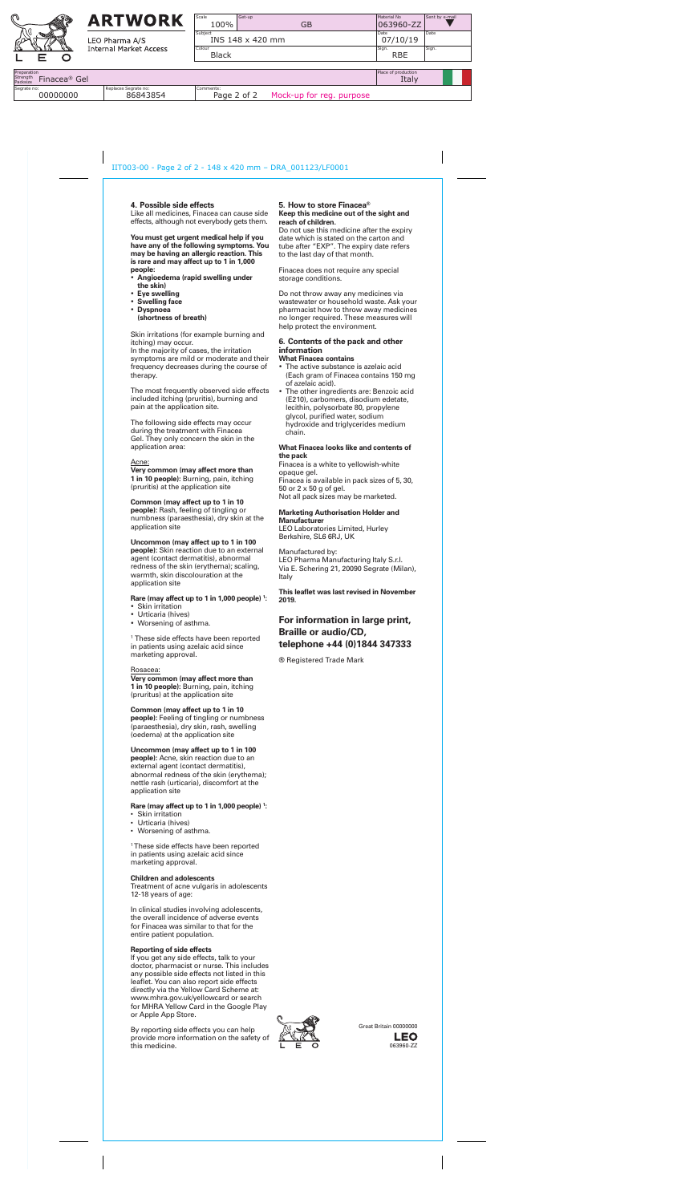## 4. Possible side effects

Like all medicines, Finacea can cause side effects, although not everybody gets them.

**You must get urgent medical help if you have any of the following symptoms. You may be having an allergic reaction. This is rare and may affect up to 1 in 1,000 people:**

- **Angioedema (rapid swelling under the skin)**
- **Eye swelling**
- **Swelling face**
- **Dyspnoea (shortness of breath)**

Skin irritations (for example burning and itching) may occur.
In the majority of cases, the irritation symptoms are mild or moderate and their frequency decreases during the course of therapy.

The most frequently observed side effects included itching (pruritis), burning and pain at the application site.

The following side effects may occur during the treatment with Finacea Gel. They only concern the skin in the application area:

Acne:

**Very common (may affect more than 1 in 10 people):** Burning, pain, itching (pruritis) at the application site

**Common (may affect up to 1 in 10 people):** Rash, feeling of tingling or numbness (paraesthesia), dry skin at the application site

**Uncommon (may affect up to 1 in 100 people):** Skin reaction due to an external agent (contact dermatitis), abnormal redness of the skin (erythema); scaling, warmth, skin discolouration at the application site

**Rare (may affect up to 1 in 1,000 people) [1]:**

- Skin irritation
- Urticaria (hives)
- Worsening of asthma.

[1] These side effects have been reported in patients using azelaic acid since marketing approval.

Rosacea:

**Very common (may affect more than 1 in 10 people):** Burning, pain, itching (pruritus) at the application site

**Common (may affect up to 1 in 10 people):** Feeling of tingling or numbness (paraesthesia), dry skin, rash, swelling (oedema) at the application site

**Uncommon (may affect up to 1 in 100 people):** Acne, skin reaction due to an external agent (contact dermatitis), abnormal redness of the skin (erythema); nettle rash (urticaria), discomfort at the application site

**Rare (may affect up to 1 in 1,000 people) [1]:**

- Skin irritation
- Urticaria (hives)
- Worsening of asthma.

[1] These side effects have been reported in patients using azelaic acid since marketing approval.

**Children and adolescents**

Treatment of acne vulgaris in adolescents 12-18 years of age:

In clinical studies involving adolescents, the overall incidence of adverse events for Finacea was similar to that for the entire patient population.

**Reporting of side effects**

If you get any side effects, talk to your doctor, pharmacist or nurse. This includes any possible side effects not listed in this leaflet. You can also report side effects directly via the Yellow Card Scheme at: www.mhra.gov.uk/yellowcard or search for MHRA Yellow Card in the Google Play or Apple App Store.

By reporting side effects you can help provide more information on the safety of this medicine.

## 5. How to store Finacea®

**Keep this medicine out of the sight and reach of children.**

Do not use this medicine after the expiry date which is stated on the carton and tube after "EXP". The expiry date refers to the last day of that month.

Finacea does not require any special storage conditions.

Do not throw away any medicines via wastewater or household waste. Ask your pharmacist how to throw away medicines no longer required. These measures will help protect the environment.

## 6. Contents of the pack and other information

**What Finacea contains**

- The active substance is azelaic acid (Each gram of Finacea contains 150 mg of azelaic acid).
- The other ingredients are: Benzoic acid (E210), carbomers, disodium edetate, lecithin, polysorbate 80, propylene glycol, purified water, sodium hydroxide and triglycerides medium chain.

**What Finacea looks like and contents of the pack**

Finacea is a white to yellowish-white opaque gel.
Finacea is available in pack sizes of 5, 30, 50 or 2 x 50 g of gel.
Not all pack sizes may be marketed.

**Marketing Authorisation Holder and Manufacturer**

LEO Laboratories Limited, Hurley
Berkshire, SL6 6RJ, UK

Manufactured by:
LEO Pharma Manufacturing Italy S.r.l.
Via E. Schering 21, 20090 Segrate (Milan), Italy

**This leaflet was last revised in November 2019.**

## For information in large print, Braille or audio/CD, telephone +44 (0)1844 347333

® Registered Trade Mark

Great Britain 00000000

LEO
063960-ZZ